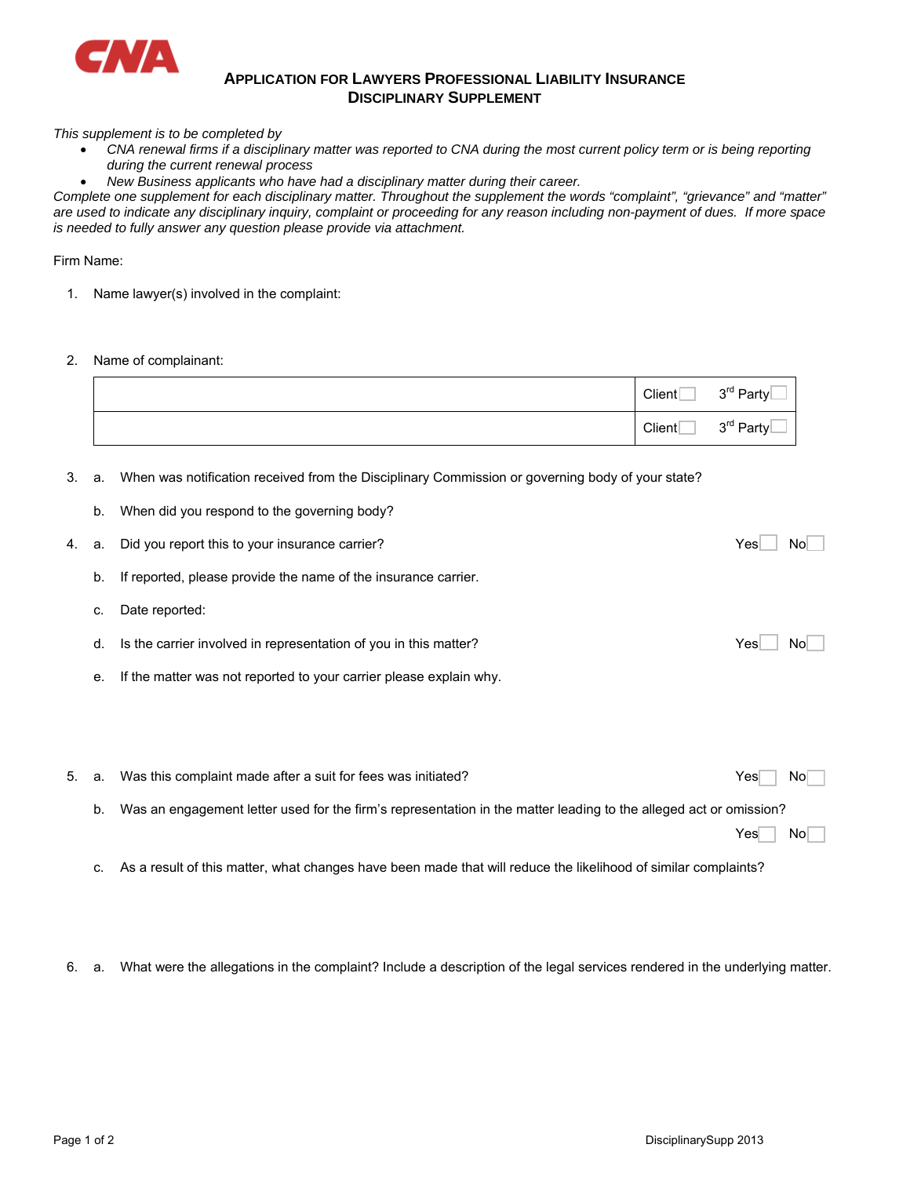CNA

# APPLICATION FOR LAWYERS PROFESSIONAL LIABILITY INSURANCE
## DISCIPLINARY SUPPLEMENT

*This supplement is to be completed by*

- *CNA renewal firms if a disciplinary matter was reported to CNA during the most current policy term or is being reporting during the current renewal process*
- *New Business applicants who have had a disciplinary matter during their career.*

*Complete one supplement for each disciplinary matter. Throughout the supplement the words "complaint", "grievance" and "matter" are used to indicate any disciplinary inquiry, complaint or proceeding for any reason including non-payment of dues. If more space is needed to fully answer any question please provide via attachment.*

Firm Name:

1. Name lawyer(s) involved in the complaint:

2. Name of complainant:

| | |
|---|---|
| | Client ☐ 3rd Party ☐ |
| | Client ☐ 3rd Party ☐ |

3. a. When was notification received from the Disciplinary Commission or governing body of your state?

   b. When did you respond to the governing body?

4. a. Did you report this to your insurance carrier? Yes ☐ No ☐

   b. If reported, please provide the name of the insurance carrier.

   c. Date reported:

   d. Is the carrier involved in representation of you in this matter? Yes ☐ No ☐

   e. If the matter was not reported to your carrier please explain why.

5. a. Was this complaint made after a suit for fees was initiated? Yes ☐ No ☐

   b. Was an engagement letter used for the firm's representation in the matter leading to the alleged act or omission? Yes ☐ No ☐

   c. As a result of this matter, what changes have been made that will reduce the likelihood of similar complaints?

6. a. What were the allegations in the complaint? Include a description of the legal services rendered in the underlying matter.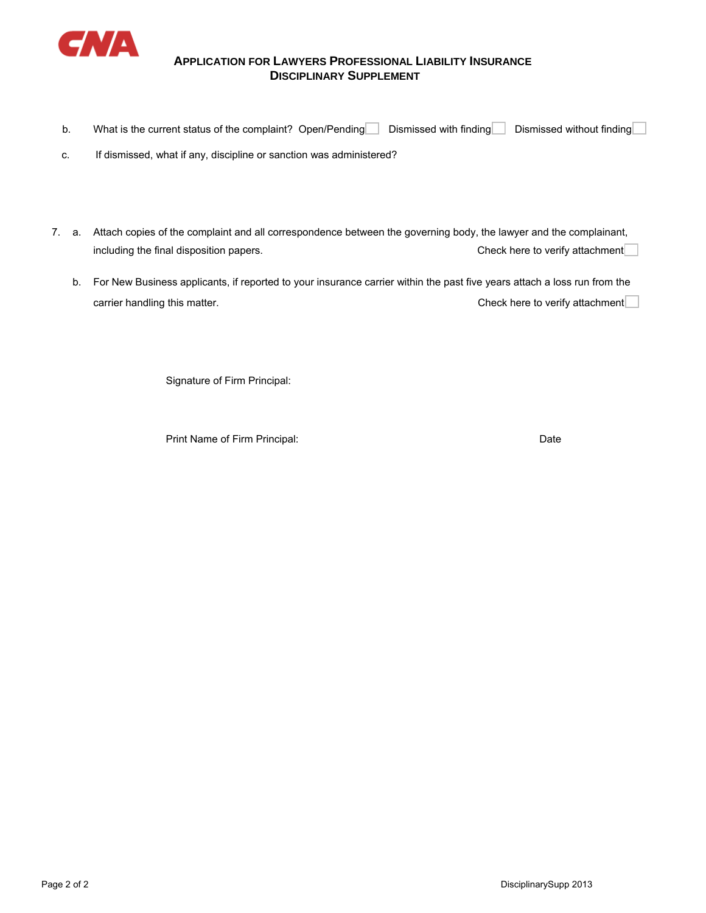**APPLICATION FOR LAWYERS PROFESSIONAL LIABILITY INSURANCE**
**DISCIPLINARY SUPPLEMENT**

b. What is the current status of the complaint? Open/Pending ☐ Dismissed with finding ☐ Dismissed without finding ☐

c. If dismissed, what if any, discipline or sanction was administered?

7. a. Attach copies of the complaint and all correspondence between the governing body, the lawyer and the complainant, including the final disposition papers. Check here to verify attachment ☐

   b. For New Business applicants, if reported to your insurance carrier within the past five years attach a loss run from the carrier handling this matter. Check here to verify attachment ☐

Signature of Firm Principal:

Print Name of Firm Principal: Date

DisciplinarySupp 2013